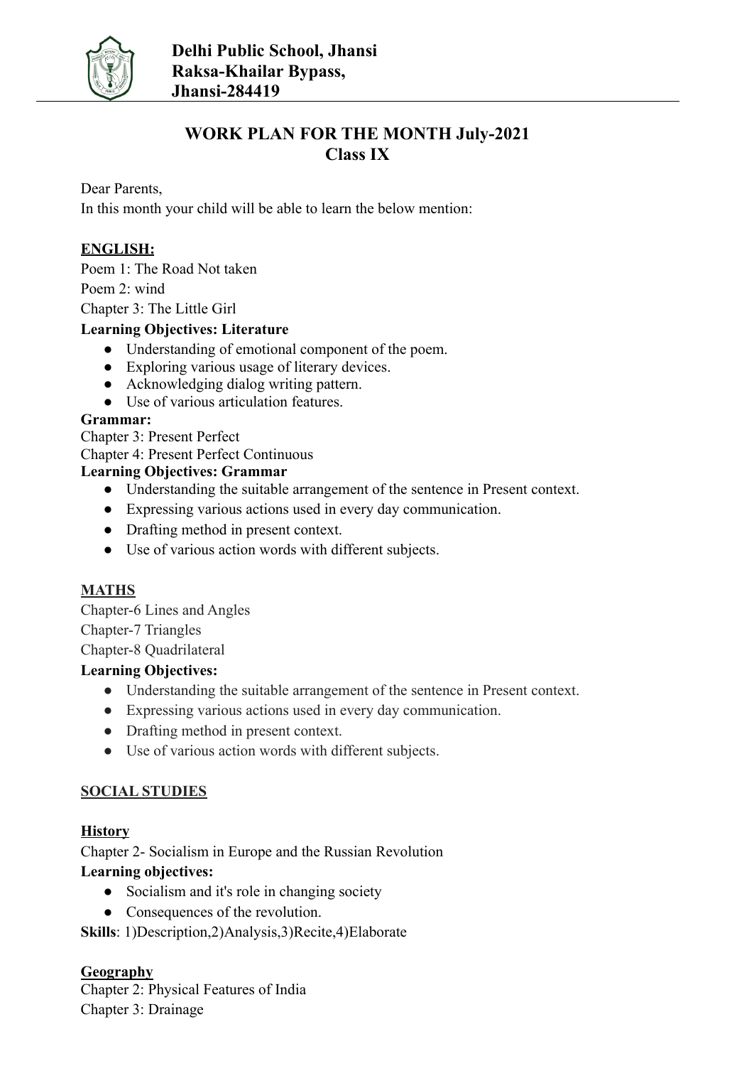**Delhi Public School, Jhansi**
**Raksa-Khailar Bypass,**
**Jhansi-284419**

## WORK PLAN FOR THE MONTH July-2021
## Class IX

Dear Parents,
In this month your child will be able to learn the below mention:

**ENGLISH:**

Poem 1: The Road Not taken

Poem 2: wind

Chapter 3: The Little Girl

**Learning Objectives: Literature**

- Understanding of emotional component of the poem.
- Exploring various usage of literary devices.
- Acknowledging dialog writing pattern.
- Use of various articulation features.

**Grammar:**

Chapter 3: Present Perfect

Chapter 4: Present Perfect Continuous

**Learning Objectives: Grammar**

- Understanding the suitable arrangement of the sentence in Present context.
- Expressing various actions used in every day communication.
- Drafting method in present context.
- Use of various action words with different subjects.

**MATHS**

Chapter-6 Lines and Angles

Chapter-7 Triangles

Chapter-8 Quadrilateral

**Learning Objectives:**

- Understanding the suitable arrangement of the sentence in Present context.
- Expressing various actions used in every day communication.
- Drafting method in present context.
- Use of various action words with different subjects.

**SOCIAL STUDIES**

**History**

Chapter 2- Socialism in Europe and the Russian Revolution

**Learning objectives:**

- Socialism and it's role in changing society
- Consequences of the revolution.

**Skills**: 1)Description,2)Analysis,3)Recite,4)Elaborate

**Geography**

Chapter 2: Physical Features of India

Chapter 3: Drainage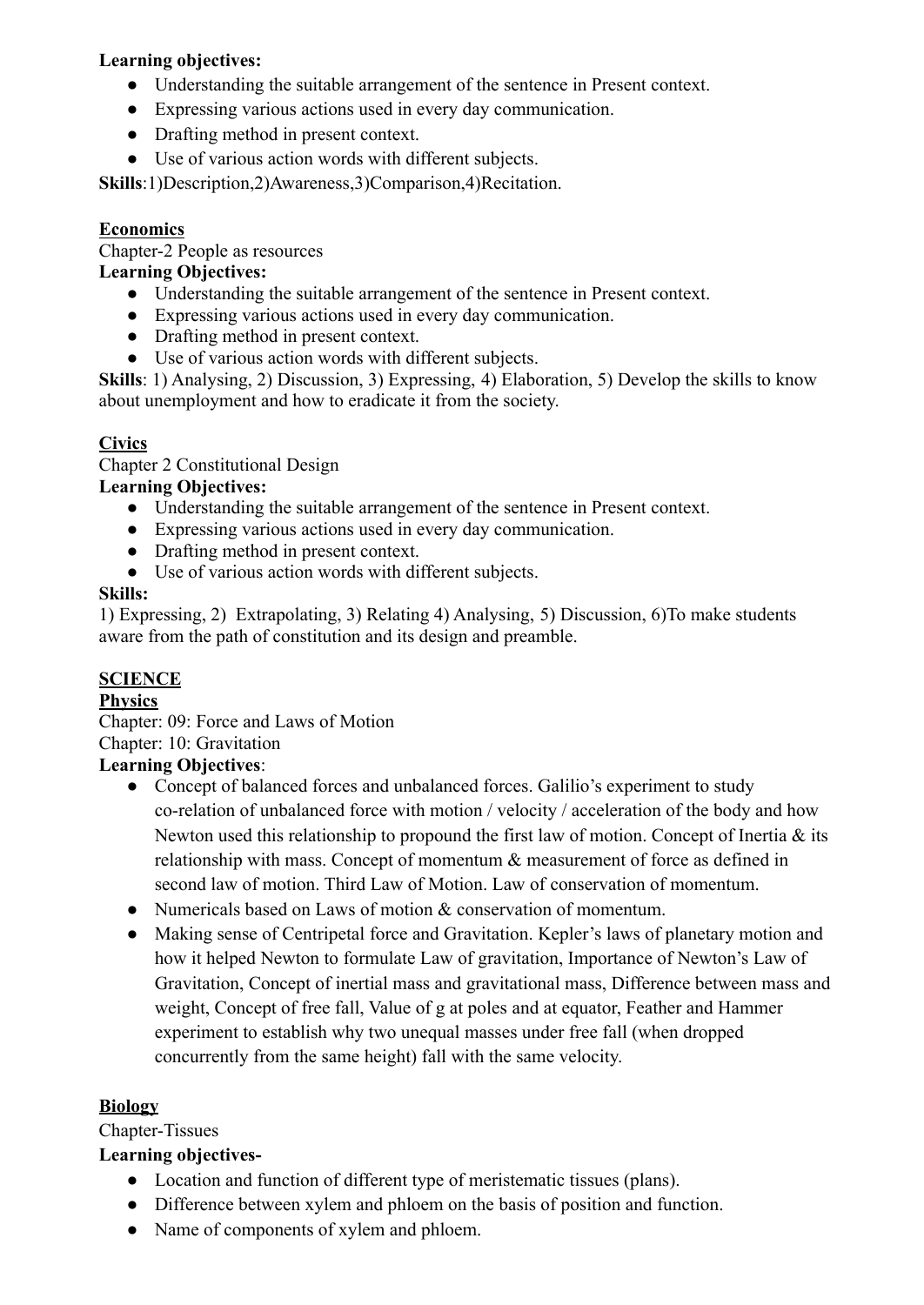**Learning objectives:**

- Understanding the suitable arrangement of the sentence in Present context.
- Expressing various actions used in every day communication.
- Drafting method in present context.
- Use of various action words with different subjects.

**Skills**:1)Description,2)Awareness,3)Comparison,4)Recitation.

**Economics**

Chapter-2 People as resources

**Learning Objectives:**

- Understanding the suitable arrangement of the sentence in Present context.
- Expressing various actions used in every day communication.
- Drafting method in present context.
- Use of various action words with different subjects.

**Skills**: 1) Analysing, 2) Discussion, 3) Expressing, 4) Elaboration, 5) Develop the skills to know about unemployment and how to eradicate it from the society.

**Civics**

Chapter 2 Constitutional Design

**Learning Objectives:**

- Understanding the suitable arrangement of the sentence in Present context.
- Expressing various actions used in every day communication.
- Drafting method in present context.
- Use of various action words with different subjects.

**Skills:**

1) Expressing, 2) Extrapolating, 3) Relating 4) Analysing, 5) Discussion, 6)To make students aware from the path of constitution and its design and preamble.

**SCIENCE**

**Physics**

Chapter: 09: Force and Laws of Motion

Chapter: 10: Gravitation

**Learning Objectives**:

- Concept of balanced forces and unbalanced forces. Galilio's experiment to study co-relation of unbalanced force with motion / velocity / acceleration of the body and how Newton used this relationship to propound the first law of motion. Concept of Inertia & its relationship with mass. Concept of momentum & measurement of force as defined in second law of motion. Third Law of Motion. Law of conservation of momentum.
- Numericals based on Laws of motion & conservation of momentum.
- Making sense of Centripetal force and Gravitation. Kepler's laws of planetary motion and how it helped Newton to formulate Law of gravitation, Importance of Newton's Law of Gravitation, Concept of inertial mass and gravitational mass, Difference between mass and weight, Concept of free fall, Value of g at poles and at equator, Feather and Hammer experiment to establish why two unequal masses under free fall (when dropped concurrently from the same height) fall with the same velocity.

**Biology**

Chapter-Tissues

**Learning objectives-**

- Location and function of different type of meristematic tissues (plans).
- Difference between xylem and phloem on the basis of position and function.
- Name of components of xylem and phloem.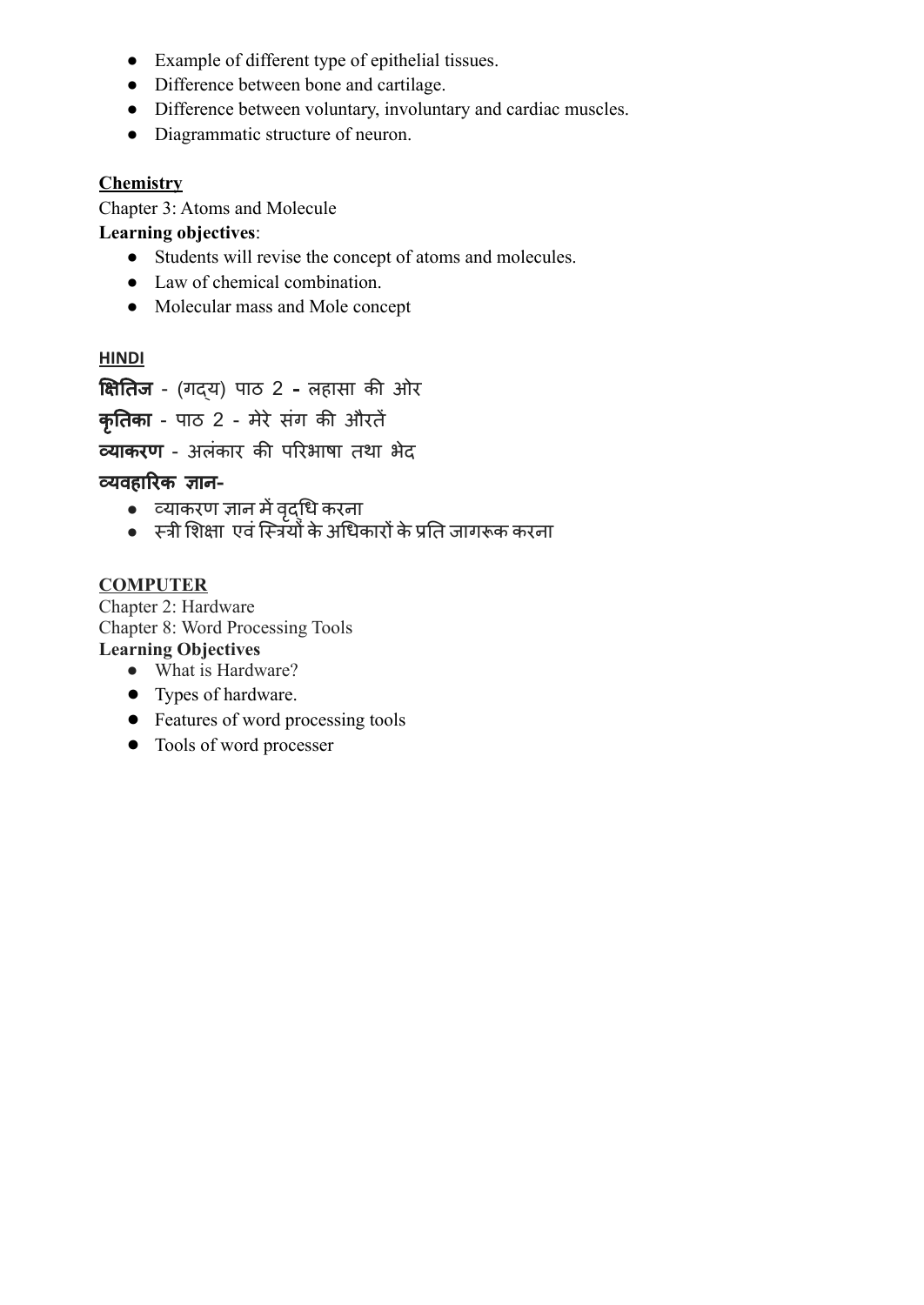- Example of different type of epithelial tissues.
- Difference between bone and cartilage.
- Difference between voluntary, involuntary and cardiac muscles.
- Diagrammatic structure of neuron.

**Chemistry**

Chapter 3: Atoms and Molecule

**Learning objectives**:

- Students will revise the concept of atoms and molecules.
- Law of chemical combination.
- Molecular mass and Mole concept

**HINDI**

**क्षितिज** - (गद्य) पाठ 2 **-** ल्हासा की ओर

**कृतिका** - पाठ 2 - मेरे संग की औरतें

**व्याकरण** - अलंकार की परिभाषा तथा भेद

**व्यवहारिक ज्ञान-**

- व्याकरण ज्ञान में वृद्धि करना
- स्त्री शिक्षा एवं स्त्रियों के अधिकारों के प्रति जागरूक करना

**COMPUTER**

Chapter 2: Hardware

Chapter 8: Word Processing Tools

**Learning Objectives**

- What is Hardware?
- Types of hardware.
- Features of word processing tools
- Tools of word processer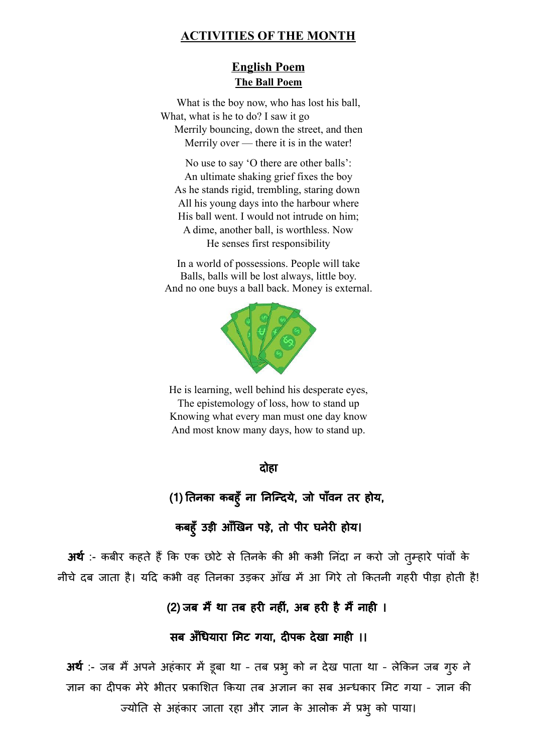# ACTIVITIES OF THE MONTH

## English Poem

### The Ball Poem

What is the boy now, who has lost his ball,
What, what is he to do? I saw it go
Merrily bouncing, down the street, and then
Merrily over — there it is in the water!

No use to say 'O there are other balls':
An ultimate shaking grief fixes the boy
As he stands rigid, trembling, staring down
All his young days into the harbour where
His ball went. I would not intrude on him;
A dime, another ball, is worthless. Now
He senses first responsibility

In a world of possessions. People will take
Balls, balls will be lost always, little boy.
And no one buys a ball back. Money is external.

He is learning, well behind his desperate eyes,
The epistemology of loss, how to stand up
Knowing what every man must one day know
And most know many days, how to stand up.

## दोहा

### (1) तिनका कबहुँ ना निन्दिये, जो पाँवन तर होय,

### कबहुँ उड़ी आँखिन पड़े, तो पीर घनेरी होय।

**अर्थ** :- कबीर कहते हैं कि एक छोटे से तिनके की भी कभी निंदा न करो जो तुम्हारे पांवों के नीचे दब जाता है। यदि कभी वह तिनका उड़कर आँख में आ गिरे तो कितनी गहरी पीड़ा होती है!

### (2) जब मैं था तब हरी नहीं, अब हरी है मैं नाही ।

### सब अँधियारा मिट गया, दीपक देखा माही ।।

**अर्थ** :- जब मैं अपने अहंकार में डूबा था - तब प्रभु को न देख पाता था - लेकिन जब गुरु ने ज्ञान का दीपक मेरे भीतर प्रकाशित किया तब अज्ञान का सब अन्धकार मिट गया - ज्ञान की ज्योति से अहंकार जाता रहा और ज्ञान के आलोक में प्रभु को पाया।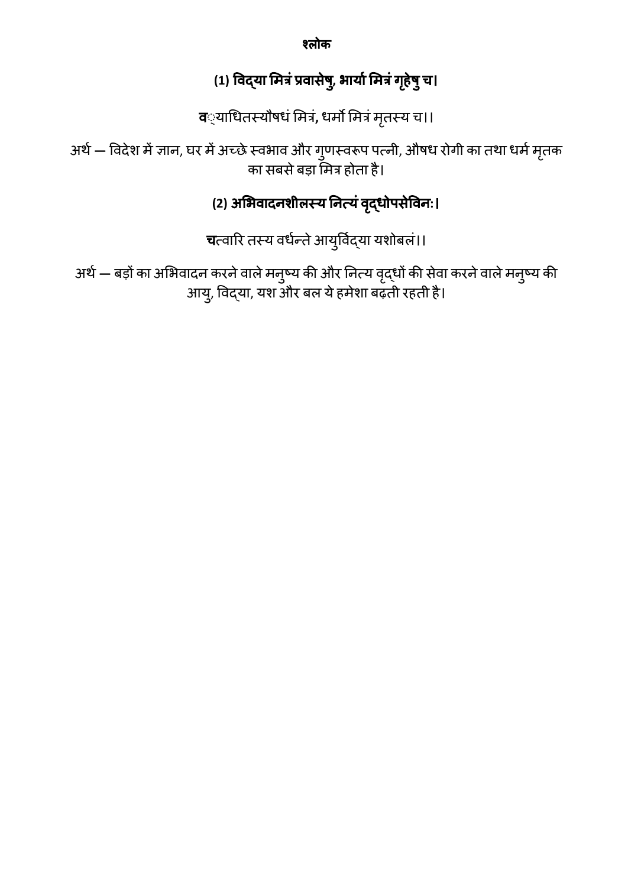**श्लोक**

**(1) विद्या मित्रं प्रवासेषु, भार्या मित्रं गृहेषु च।**

**व**्याधितस्यौषधं मित्रं, धर्मो मित्रं मृतस्य च।।

अर्थ — विदेश में ज्ञान, घर में अच्छे स्वभाव और गुणस्वरूप पत्नी, औषध रोगी का तथा धर्म मृतक का सबसे बड़ा मित्र होता है।

**(2) अभिवादनशीलस्य नित्यं वृद्धोपसेविनः।**

**च**त्वारि तस्य वर्धन्ते आयुर्विद्या यशोबलं।।

अर्थ — बड़ों का अभिवादन करने वाले मनुष्य की और नित्य वृद्धों की सेवा करने वाले मनुष्य की आयु, विद्या, यश और बल ये हमेशा बढ़ती रहती है।